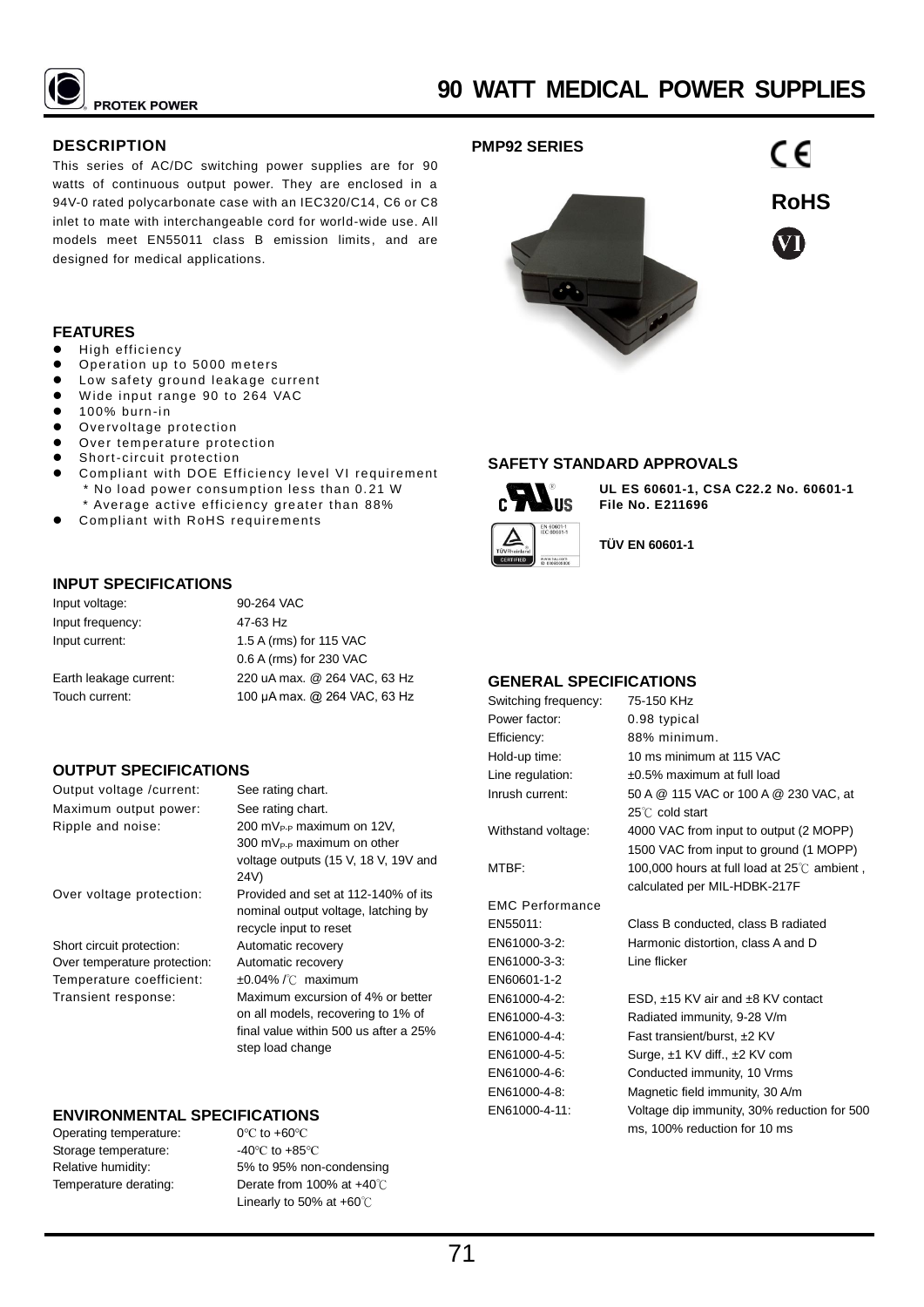PROTEK POWER

# 90 WATT MEDICAL POWER SUPPLIES

## DESCRIPTION

This series of AC/DC switching power supplies are for 90 watts of continuous output power. They are enclosed in a 94V-0 rated polycarbonate case with an IEC320/C14, C6 or C8 inlet to mate with interchangeable cord for world-wide use. All models meet EN55011 class B emission limits, and are designed for medical applications.

## PMP92 SERIES

CE

RoHS

VI

## FEATURES

- High efficiency
- Operation up to 5000 meters
- Low safety ground leakage current
- Wide input range 90 to 264 VAC
- 100% burn-in
- Overvoltage protection
- Over temperature protection
- Short-circuit protection
- Compliant with DOE Efficiency level VI requirement
  - * No load power consumption less than 0.21 W
  - * Average active efficiency greater than 88%
- Compliant with RoHS requirements

## SAFETY STANDARD APPROVALS

**UL ES 60601-1, CSA C22.2 No. 60601-1**
**File No. E211696**

**TÜV EN 60601-1**

## INPUT SPECIFICATIONS

| | |
|---|---|
| Input voltage: | 90-264 VAC |
| Input frequency: | 47-63 Hz |
| Input current: | 1.5 A (rms) for 115 VAC<br>0.6 A (rms) for 230 VAC |
| Earth leakage current: | 220 uA max. @ 264 VAC, 63 Hz |
| Touch current: | 100 μA max. @ 264 VAC, 63 Hz |

## OUTPUT SPECIFICATIONS

| | |
|---|---|
| Output voltage /current: | See rating chart. |
| Maximum output power: | See rating chart. |
| Ripple and noise: | 200 $mV_{P-P}$ maximum on 12V, 300 $mV_{P-P}$ maximum on other voltage outputs (15 V, 18 V, 19V and 24V) |
| Over voltage protection: | Provided and set at 112-140% of its nominal output voltage, latching by recycle input to reset |
| Short circuit protection: | Automatic recovery |
| Over temperature protection: | Automatic recovery |
| Temperature coefficient: | ±0.04% /℃ maximum |
| Transient response: | Maximum excursion of 4% or better on all models, recovering to 1% of final value within 500 us after a 25% step load change |

## ENVIRONMENTAL SPECIFICATIONS

| | |
|---|---|
| Operating temperature: | 0℃ to +60℃ |
| Storage temperature: | -40℃ to +85℃ |
| Relative humidity: | 5% to 95% non-condensing |
| Temperature derating: | Derate from 100% at +40℃<br>Linearly to 50% at +60℃ |

## GENERAL SPECIFICATIONS

| | |
|---|---|
| Switching frequency: | 75-150 KHz |
| Power factor: | 0.98 typical |
| Efficiency: | 88% minimum. |
| Hold-up time: | 10 ms minimum at 115 VAC |
| Line regulation: | ±0.5% maximum at full load |
| Inrush current: | 50 A @ 115 VAC or 100 A @ 230 VAC, at 25℃ cold start |
| Withstand voltage: | 4000 VAC from input to output (2 MOPP)<br>1500 VAC from input to ground (1 MOPP) |
| MTBF: | 100,000 hours at full load at 25℃ ambient , calculated per MIL-HDBK-217F |
| EMC Performance | |
| EN55011: | Class B conducted, class B radiated |
| EN61000-3-2: | Harmonic distortion, class A and D |
| EN61000-3-3: | Line flicker |
| EN60601-1-2 | |
| EN61000-4-2: | ESD, ±15 KV air and ±8 KV contact |
| EN61000-4-3: | Radiated immunity, 9-28 V/m |
| EN61000-4-4: | Fast transient/burst, ±2 KV |
| EN61000-4-5: | Surge, ±1 KV diff., ±2 KV com |
| EN61000-4-6: | Conducted immunity, 10 Vrms |
| EN61000-4-8: | Magnetic field immunity, 30 A/m |
| EN61000-4-11: | Voltage dip immunity, 30% reduction for 500 ms, 100% reduction for 10 ms |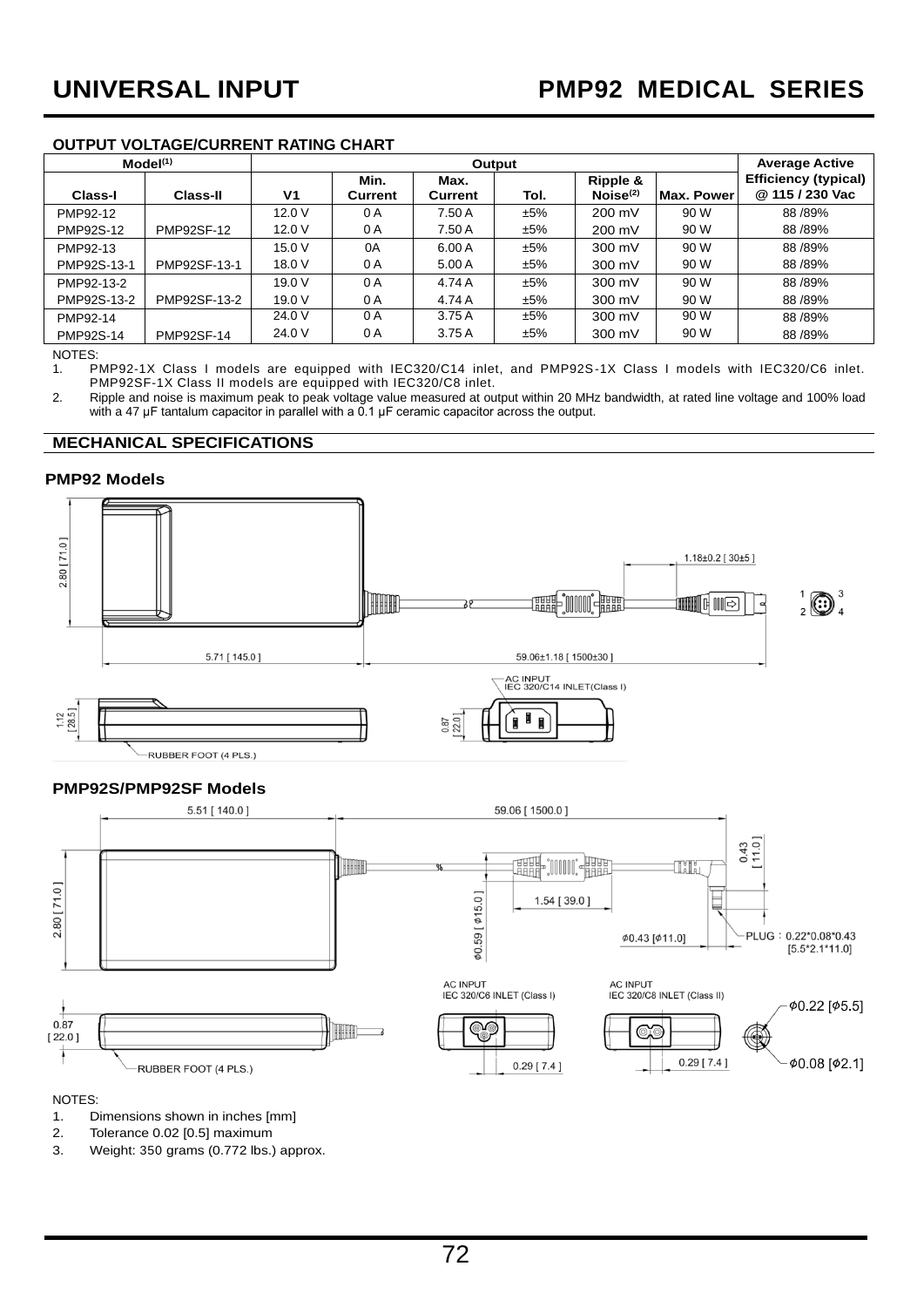## OUTPUT VOLTAGE/CURRENT RATING CHART

| Model[1] | | Output | | | | | | Average Active |
|---|---|---|---|---|---|---|---|---|
| Class-I | Class-II | V1 | Min. Current | Max. Current | Tol. | Ripple & Noise[2] | Max. Power | Efficiency (typical) @ 115 / 230 Vac |
| PMP92-12 | | 12.0 V | 0 A | 7.50 A | ±5% | 200 mV | 90 W | 88 /89% |
| PMP92S-12 | PMP92SF-12 | 12.0 V | 0 A | 7.50 A | ±5% | 200 mV | 90 W | 88 /89% |
| PMP92-13 | | 15.0 V | 0A | 6.00 A | ±5% | 300 mV | 90 W | 88 /89% |
| PMP92S-13-1 | PMP92SF-13-1 | 18.0 V | 0 A | 5.00 A | ±5% | 300 mV | 90 W | 88 /89% |
| PMP92-13-2 | | 19.0 V | 0 A | 4.74 A | ±5% | 300 mV | 90 W | 88 /89% |
| PMP92S-13-2 | PMP92SF-13-2 | 19.0 V | 0 A | 4.74 A | ±5% | 300 mV | 90 W | 88 /89% |
| PMP92-14 | | 24.0 V | 0 A | 3.75 A | ±5% | 300 mV | 90 W | 88 /89% |
| PMP92S-14 | PMP92SF-14 | 24.0 V | 0 A | 3.75 A | ±5% | 300 mV | 90 W | 88 /89% |

NOTES:
1. PMP92-1X Class I models are equipped with IEC320/C14 inlet, and PMP92S-1X Class I models with IEC320/C6 inlet. PMP92SF-1X Class II models are equipped with IEC320/C8 inlet.
2. Ripple and noise is maximum peak to peak voltage value measured at output within 20 MHz bandwidth, at rated line voltage and 100% load with a 47 μF tantalum capacitor in parallel with a 0.1 μF ceramic capacitor across the output.

## MECHANICAL SPECIFICATIONS

### PMP92 Models

2.80 [71.0]
5.71 [145.0]
59.06±1.18 [1500±30]
1.18±0.2 [30±5]
1 3
2 4
1.12 [28.5]
0.87 [22.0]
AC INPUT
IEC 320/C14 INLET(Class I)
RUBBER FOOT (4 PLS.)

### PMP92S/PMP92SF Models

5.51 [140.0]
59.06 [1500.0]
0.43 [11.0]
2.80 [71.0]
1.54 [39.0]
ϕ0.59 [ϕ15.0]
ϕ0.43 [ϕ11.0]
PLUG：0.22*0.08*0.43 [5.5*2.1*11.0]
AC INPUT
IEC 320/C6 INLET (Class I)
AC INPUT
IEC 320/C8 INLET (Class II)
ϕ0.22 [ϕ5.5]
ϕ0.08 [ϕ2.1]
0.87 [22.0]
0.29 [7.4]
0.29 [7.4]
RUBBER FOOT (4 PLS.)

NOTES:
1. Dimensions shown in inches [mm]
2. Tolerance 0.02 [0.5] maximum
3. Weight: 350 grams (0.772 lbs.) approx.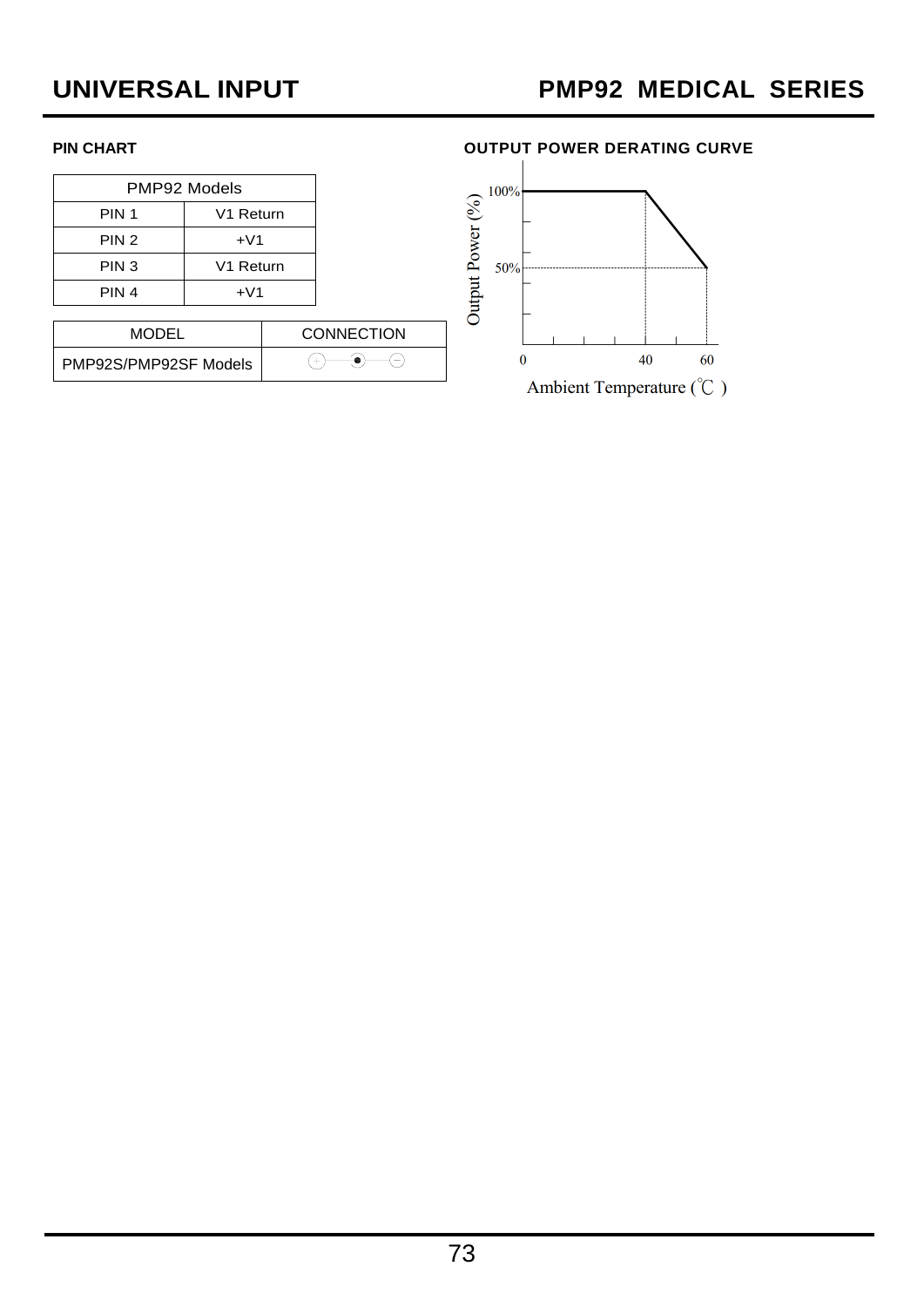# UNIVERSAL INPUT

# PMP92 MEDICAL SERIES

### PIN CHART

| PMP92 Models | |
|---|---|
| PIN 1 | V1 Return |
| PIN 2 | +V1 |
| PIN 3 | V1 Return |
| PIN 4 | +V1 |

| MODEL | CONNECTION |
|---|---|
| PMP92S/PMP92SF Models | |

### OUTPUT POWER DERATING CURVE

Output Power (%)

100%

50%

0

40

60

Ambient Temperature (℃)